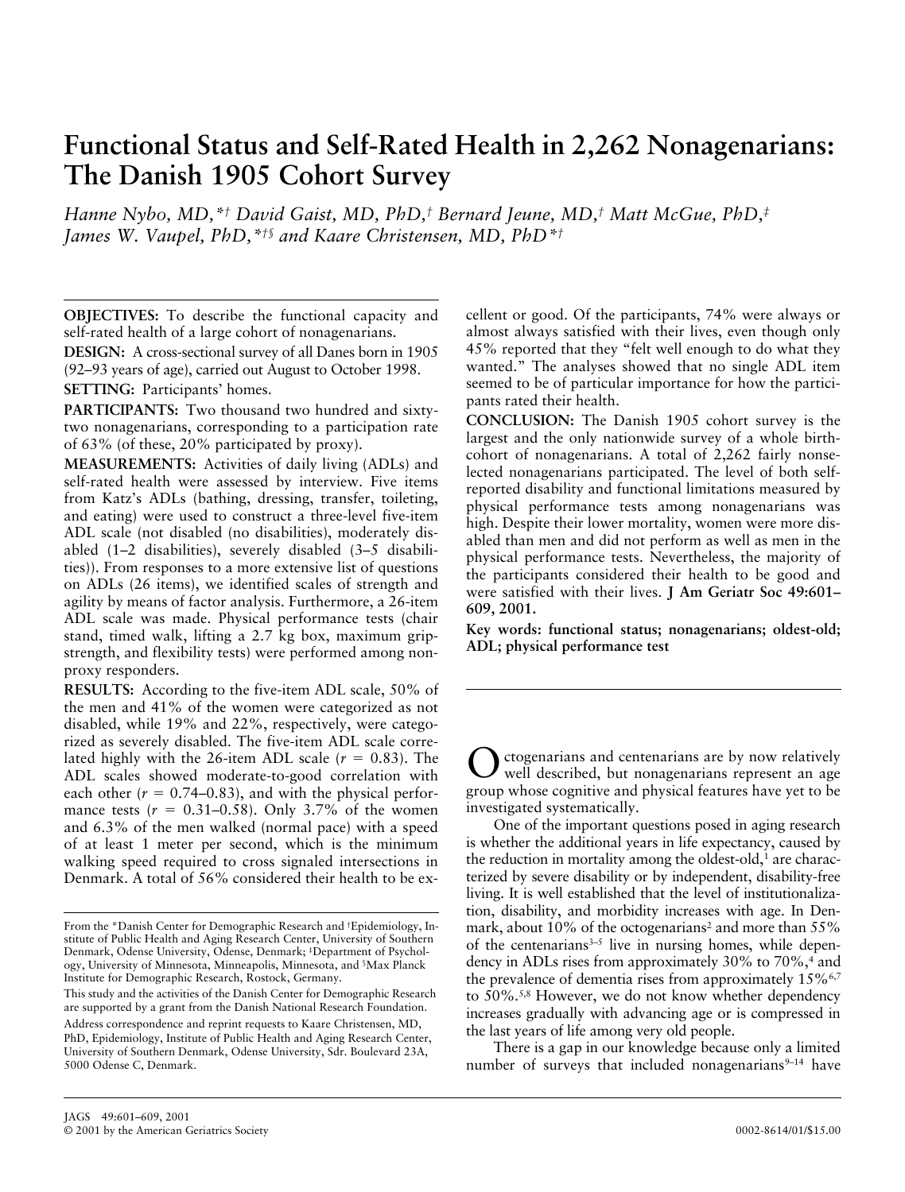# Functional Status and Self-Rated Health in 2,262 Nonagenarians: The Danish 1905 Cohort Survey

*Hanne Nybo, MD,\*† David Gaist, MD, PhD,† Bernard Jeune, MD,† Matt McGue, PhD,‡ James W. Vaupel, PhD,\*†§ and Kaare Christensen, MD, PhD\*†*

**OBJECTIVES:** To describe the functional capacity and self-rated health of a large cohort of nonagenarians.

**DESIGN:** A cross-sectional survey of all Danes born in 1905 (92–93 years of age), carried out August to October 1998.

**SETTING:** Participants' homes.

**PARTICIPANTS:** Two thousand two hundred and sixty-two nonagenarians, corresponding to a participation rate of 63% (of these, 20% participated by proxy).

**MEASUREMENTS:** Activities of daily living (ADLs) and self-rated health were assessed by interview. Five items from Katz's ADLs (bathing, dressing, transfer, toileting, and eating) were used to construct a three-level five-item ADL scale (not disabled (no disabilities), moderately disabled (1–2 disabilities), severely disabled (3–5 disabilities)). From responses to a more extensive list of questions on ADLs (26 items), we identified scales of strength and agility by means of factor analysis. Furthermore, a 26-item ADL scale was made. Physical performance tests (chair stand, timed walk, lifting a 2.7 kg box, maximum grip-strength, and flexibility tests) were performed among non-proxy responders.

**RESULTS:** According to the five-item ADL scale, 50% of the men and 41% of the women were categorized as not disabled, while 19% and 22%, respectively, were categorized as severely disabled. The five-item ADL scale correlated highly with the 26-item ADL scale ($r = 0.83$). The ADL scales showed moderate-to-good correlation with each other ($r = 0.74$–$0.83$), and with the physical performance tests ($r = 0.31$–$0.58$). Only 3.7% of the women and 6.3% of the men walked (normal pace) with a speed of at least 1 meter per second, which is the minimum walking speed required to cross signaled intersections in Denmark. A total of 56% considered their health to be excellent or good. Of the participants, 74% were always or almost always satisfied with their lives, even though only 45% reported that they "felt well enough to do what they wanted." The analyses showed that no single ADL item seemed to be of particular importance for how the participants rated their health.

**CONCLUSION:** The Danish 1905 cohort survey is the largest and the only nationwide survey of a whole birth-cohort of nonagenarians. A total of 2,262 fairly nonselected nonagenarians participated. The level of both self-reported disability and functional limitations measured by physical performance tests among nonagenarians was high. Despite their lower mortality, women were more disabled than men and did not perform as well as men in the physical performance tests. Nevertheless, the majority of the participants considered their health to be good and were satisfied with their lives. **J Am Geriatr Soc 49:601–609, 2001.**

**Key words: functional status; nonagenarians; oldest-old; ADL; physical performance test**

From the \*Danish Center for Demographic Research and †Epidemiology, Institute of Public Health and Aging Research Center, University of Southern Denmark, Odense University, Odense, Denmark; ‡Department of Psychology, University of Minnesota, Minneapolis, Minnesota, and §Max Planck Institute for Demographic Research, Rostock, Germany.

This study and the activities of the Danish Center for Demographic Research are supported by a grant from the Danish National Research Foundation.

Address correspondence and reprint requests to Kaare Christensen, MD, PhD, Epidemiology, Institute of Public Health and Aging Research Center, University of Southern Denmark, Odense University, Sdr. Boulevard 23A, 5000 Odense C, Denmark.

Octogenarians and centenarians are by now relatively well described, but nonagenarians represent an age group whose cognitive and physical features have yet to be investigated systematically.

One of the important questions posed in aging research is whether the additional years in life expectancy, caused by the reduction in mortality among the oldest-old,[1] are characterized by severe disability or by independent, disability-free living. It is well established that the level of institutionalization, disability, and morbidity increases with age. In Denmark, about 10% of the octogenarians[2] and more than 55% of the centenarians[3–5] live in nursing homes, while dependency in ADLs rises from approximately 30% to 70%,[4] and the prevalence of dementia rises from approximately 15%[6,7] to 50%.[5,8] However, we do not know whether dependency increases gradually with advancing age or is compressed in the last years of life among very old people.

There is a gap in our knowledge because only a limited number of surveys that included nonagenarians[9–14] have

JAGS 49:601–609, 2001
© 2001 by the American Geriatrics Society 0002-8614/01/$15.00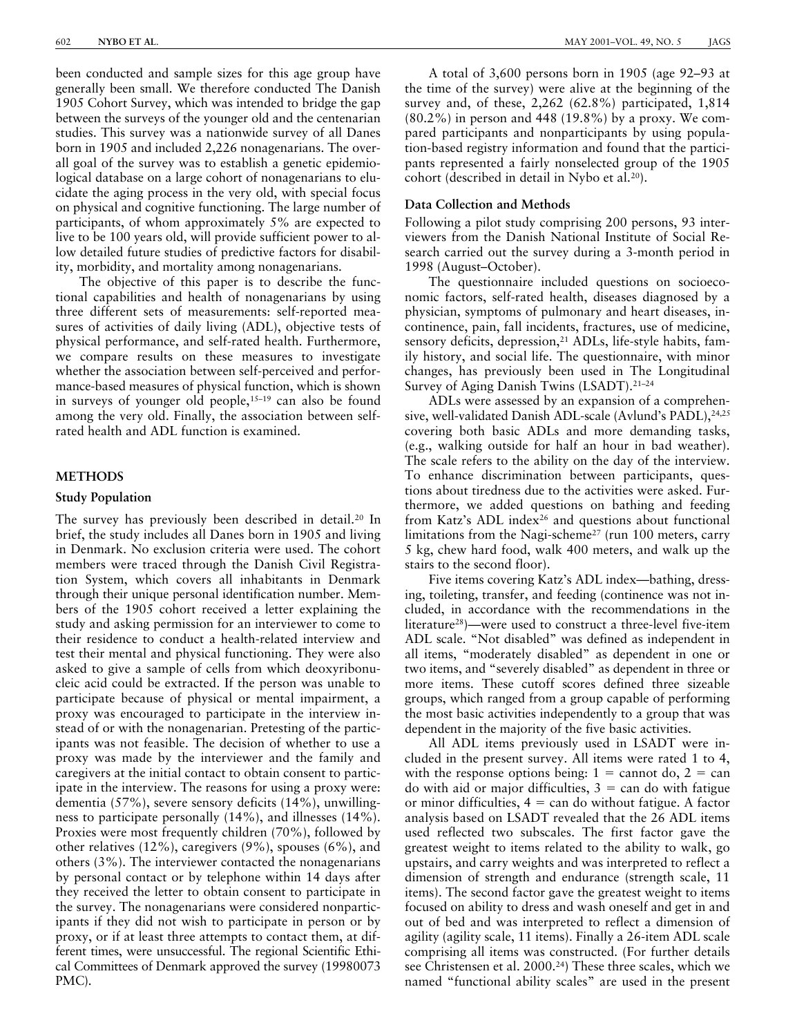been conducted and sample sizes for this age group have generally been small. We therefore conducted The Danish 1905 Cohort Survey, which was intended to bridge the gap between the surveys of the younger old and the centenarian studies. This survey was a nationwide survey of all Danes born in 1905 and included 2,226 nonagenarians. The overall goal of the survey was to establish a genetic epidemiological database on a large cohort of nonagenarians to elucidate the aging process in the very old, with special focus on physical and cognitive functioning. The large number of participants, of whom approximately 5% are expected to live to be 100 years old, will provide sufficient power to allow detailed future studies of predictive factors for disability, morbidity, and mortality among nonagenarians.

The objective of this paper is to describe the functional capabilities and health of nonagenarians by using three different sets of measurements: self-reported measures of activities of daily living (ADL), objective tests of physical performance, and self-rated health. Furthermore, we compare results on these measures to investigate whether the association between self-perceived and performance-based measures of physical function, which is shown in surveys of younger old people,[15–19] can also be found among the very old. Finally, the association between self-rated health and ADL function is examined.

## METHODS

### Study Population

The survey has previously been described in detail.[20] In brief, the study includes all Danes born in 1905 and living in Denmark. No exclusion criteria were used. The cohort members were traced through the Danish Civil Registration System, which covers all inhabitants in Denmark through their unique personal identification number. Members of the 1905 cohort received a letter explaining the study and asking permission for an interviewer to come to their residence to conduct a health-related interview and test their mental and physical functioning. They were also asked to give a sample of cells from which deoxyribonucleic acid could be extracted. If the person was unable to participate because of physical or mental impairment, a proxy was encouraged to participate in the interview instead of or with the nonagenarian. Pretesting of the participants was not feasible. The decision of whether to use a proxy was made by the interviewer and the family and caregivers at the initial contact to obtain consent to participate in the interview. The reasons for using a proxy were: dementia (57%), severe sensory deficits (14%), unwillingness to participate personally (14%), and illnesses (14%). Proxies were most frequently children (70%), followed by other relatives (12%), caregivers (9%), spouses (6%), and others (3%). The interviewer contacted the nonagenarians by personal contact or by telephone within 14 days after they received the letter to obtain consent to participate in the survey. The nonagenarians were considered nonparticipants if they did not wish to participate in person or by proxy, or if at least three attempts to contact them, at different times, were unsuccessful. The regional Scientific Ethical Committees of Denmark approved the survey (19980073 PMC).

A total of 3,600 persons born in 1905 (age 92–93 at the time of the survey) were alive at the beginning of the survey and, of these, 2,262 (62.8%) participated, 1,814 (80.2%) in person and 448 (19.8%) by a proxy. We compared participants and nonparticipants by using population-based registry information and found that the participants represented a fairly nonselected group of the 1905 cohort (described in detail in Nybo et al.[20]).

### Data Collection and Methods

Following a pilot study comprising 200 persons, 93 interviewers from the Danish National Institute of Social Research carried out the survey during a 3-month period in 1998 (August–October).

The questionnaire included questions on socioeconomic factors, self-rated health, diseases diagnosed by a physician, symptoms of pulmonary and heart diseases, incontinence, pain, fall incidents, fractures, use of medicine, sensory deficits, depression,[21] ADLs, life-style habits, family history, and social life. The questionnaire, with minor changes, has previously been used in The Longitudinal Survey of Aging Danish Twins (LSADT).[21–24]

ADLs were assessed by an expansion of a comprehensive, well-validated Danish ADL-scale (Avlund's PADL),[24,25] covering both basic ADLs and more demanding tasks, (e.g., walking outside for half an hour in bad weather). The scale refers to the ability on the day of the interview. To enhance discrimination between participants, questions about tiredness due to the activities were asked. Furthermore, we added questions on bathing and feeding from Katz's ADL index[26] and questions about functional limitations from the Nagi-scheme[27] (run 100 meters, carry 5 kg, chew hard food, walk 400 meters, and walk up the stairs to the second floor).

Five items covering Katz's ADL index—bathing, dressing, toileting, transfer, and feeding (continence was not included, in accordance with the recommendations in the literature[28])—were used to construct a three-level five-item ADL scale. "Not disabled" was defined as independent in all items, "moderately disabled" as dependent in one or two items, and "severely disabled" as dependent in three or more items. These cutoff scores defined three sizeable groups, which ranged from a group capable of performing the most basic activities independently to a group that was dependent in the majority of the five basic activities.

All ADL items previously used in LSADT were included in the present survey. All items were rated 1 to 4, with the response options being: 1 = cannot do, 2 = can do with aid or major difficulties, 3 = can do with fatigue or minor difficulties, 4 = can do without fatigue. A factor analysis based on LSADT revealed that the 26 ADL items used reflected two subscales. The first factor gave the greatest weight to items related to the ability to walk, go upstairs, and carry weights and was interpreted to reflect a dimension of strength and endurance (strength scale, 11 items). The second factor gave the greatest weight to items focused on ability to dress and wash oneself and get in and out of bed and was interpreted to reflect a dimension of agility (agility scale, 11 items). Finally a 26-item ADL scale comprising all items was constructed. (For further details see Christensen et al. 2000.[24]) These three scales, which we named "functional ability scales" are used in the present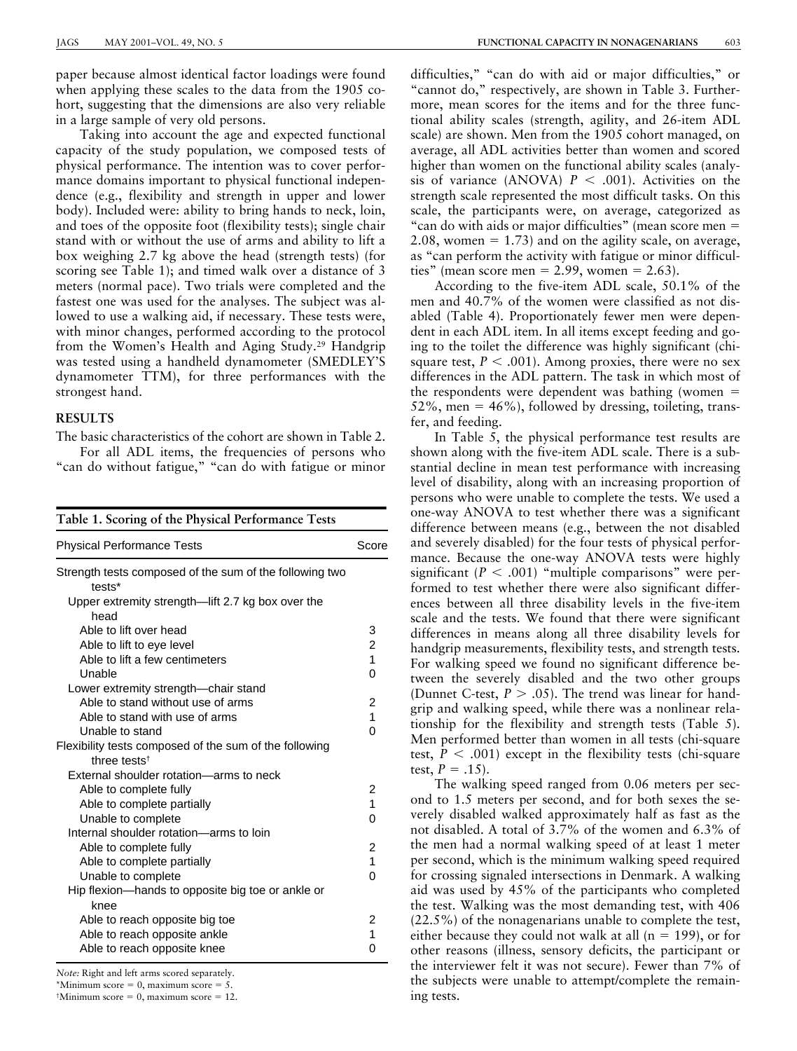paper because almost identical factor loadings were found when applying these scales to the data from the 1905 cohort, suggesting that the dimensions are also very reliable in a large sample of very old persons.

Taking into account the age and expected functional capacity of the study population, we composed tests of physical performance. The intention was to cover performance domains important to physical functional independence (e.g., flexibility and strength in upper and lower body). Included were: ability to bring hands to neck, loin, and toes of the opposite foot (flexibility tests); single chair stand with or without the use of arms and ability to lift a box weighing 2.7 kg above the head (strength tests) (for scoring see Table 1); and timed walk over a distance of 3 meters (normal pace). Two trials were completed and the fastest one was used for the analyses. The subject was allowed to use a walking aid, if necessary. These tests were, with minor changes, performed according to the protocol from the Women's Health and Aging Study.[29] Handgrip was tested using a handheld dynamometer (SMEDLEY'S dynamometer TTM), for three performances with the strongest hand.

## RESULTS

The basic characteristics of the cohort are shown in Table 2.

For all ADL items, the frequencies of persons who "can do without fatigue," "can do with fatigue or minor difficulties," "can do with aid or major difficulties," or "cannot do," respectively, are shown in Table 3. Furthermore, mean scores for the items and for the three functional ability scales (strength, agility, and 26-item ADL scale) are shown. Men from the 1905 cohort managed, on average, all ADL activities better than women and scored higher than women on the functional ability scales (analysis of variance (ANOVA) $P < .001$). Activities on the strength scale represented the most difficult tasks. On this scale, the participants were, on average, categorized as "can do with aids or major difficulties" (mean score men = 2.08, women = 1.73) and on the agility scale, on average, as "can perform the activity with fatigue or minor difficulties" (mean score men = 2.99, women = 2.63).

According to the five-item ADL scale, 50.1% of the men and 40.7% of the women were classified as not disabled (Table 4). Proportionately fewer men were dependent in each ADL item. In all items except feeding and going to the toilet the difference was highly significant (chi-square test, $P < .001$). Among proxies, there were no sex differences in the ADL pattern. The task in which most of the respondents were dependent was bathing (women = 52%, men = 46%), followed by dressing, toileting, transfer, and feeding.

In Table 5, the physical performance test results are shown along with the five-item ADL scale. There is a substantial decline in mean test performance with increasing level of disability, along with an increasing proportion of persons who were unable to complete the tests. We used a one-way ANOVA to test whether there was a significant difference between means (e.g., between the not disabled and severely disabled) for the four tests of physical performance. Because the one-way ANOVA tests were highly significant ($P < .001$) "multiple comparisons" were performed to test whether there were also significant differences between all three disability levels in the five-item scale and the tests. We found that there were significant differences in means along all three disability levels for handgrip measurements, flexibility tests, and strength tests. For walking speed we found no significant difference between the severely disabled and the two other groups (Dunnet C-test, $P > .05$). The trend was linear for handgrip and walking speed, while there was a nonlinear relationship for the flexibility and strength tests (Table 5). Men performed better than women in all tests (chi-square test, $P < .001$) except in the flexibility tests (chi-square test, $P = .15$).

The walking speed ranged from 0.06 meters per second to 1.5 meters per second, and for both sexes the severely disabled walked approximately half as fast as the not disabled. A total of 3.7% of the women and 6.3% of the men had a normal walking speed of at least 1 meter per second, which is the minimum walking speed required for crossing signaled intersections in Denmark. A walking aid was used by 45% of the participants who completed the test. Walking was the most demanding test, with 406 (22.5%) of the nonagenarians unable to complete the test, either because they could not walk at all (n = 199), or for other reasons (illness, sensory deficits, the participant or the interviewer felt it was not secure). Fewer than 7% of the subjects were unable to attempt/complete the remaining tests.

**Table 1. Scoring of the Physical Performance Tests**

| Physical Performance Tests | Score |
|---|---|
| Strength tests composed of the sum of the following two tests* | |
| Upper extremity strength—lift 2.7 kg box over the head | |
| Able to lift over head | 3 |
| Able to lift to eye level | 2 |
| Able to lift a few centimeters | 1 |
| Unable | 0 |
| Lower extremity strength—chair stand | |
| Able to stand without use of arms | 2 |
| Able to stand with use of arms | 1 |
| Unable to stand | 0 |
| Flexibility tests composed of the sum of the following three tests† | |
| External shoulder rotation—arms to neck | |
| Able to complete fully | 2 |
| Able to complete partially | 1 |
| Unable to complete | 0 |
| Internal shoulder rotation—arms to loin | |
| Able to complete fully | 2 |
| Able to complete partially | 1 |
| Unable to complete | 0 |
| Hip flexion—hands to opposite big toe or ankle or knee | |
| Able to reach opposite big toe | 2 |
| Able to reach opposite ankle | 1 |
| Able to reach opposite knee | 0 |

*Note:* Right and left arms scored separately.

*Minimum score = 0, maximum score = 5.

†Minimum score = 0, maximum score = 12.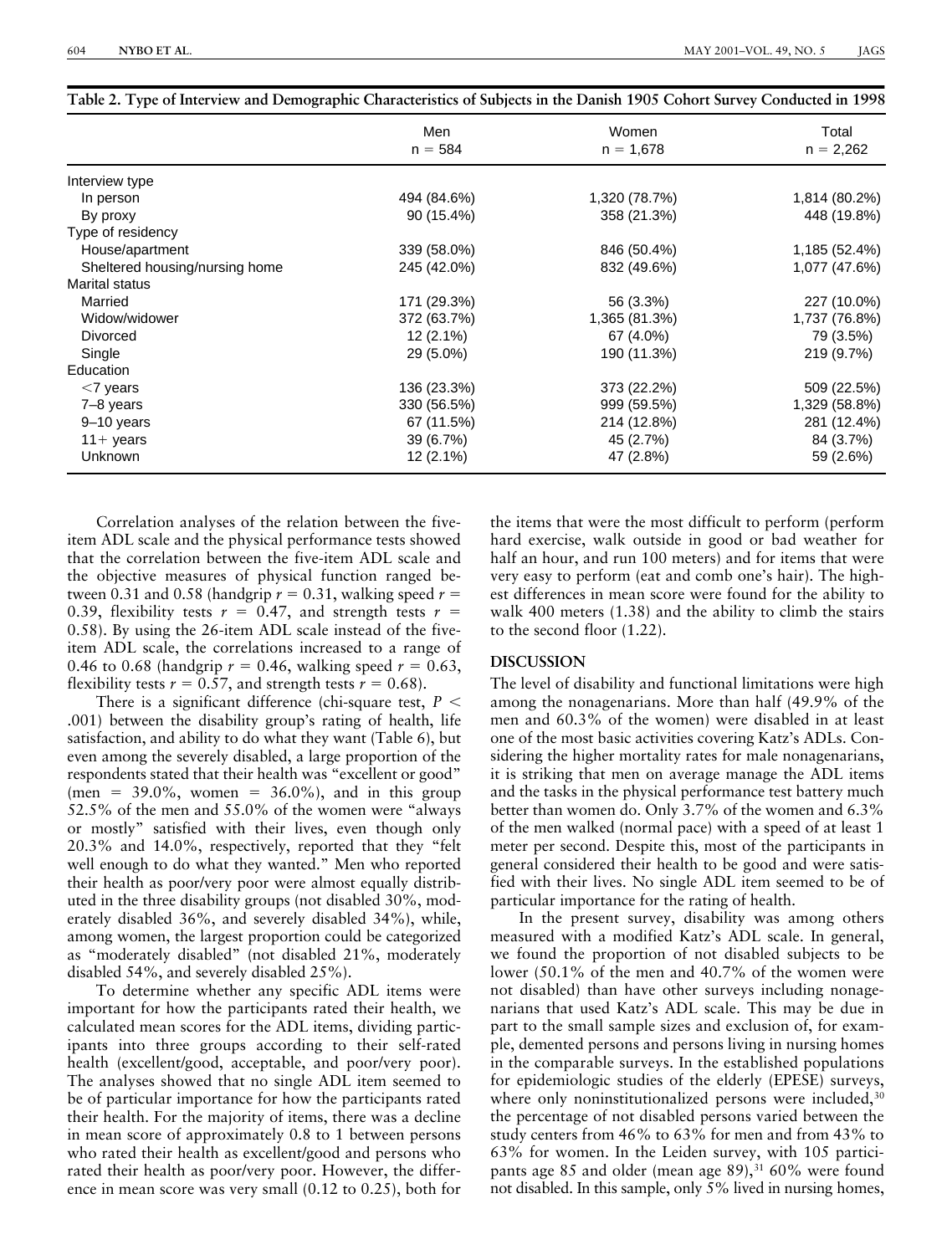**Table 2. Type of Interview and Demographic Characteristics of Subjects in the Danish 1905 Cohort Survey Conducted in 1998**

| | Men n = 584 | Women n = 1,678 | Total n = 2,262 |
|---|---|---|---|
| Interview type | | | |
| In person | 494 (84.6%) | 1,320 (78.7%) | 1,814 (80.2%) |
| By proxy | 90 (15.4%) | 358 (21.3%) | 448 (19.8%) |
| Type of residency | | | |
| House/apartment | 339 (58.0%) | 846 (50.4%) | 1,185 (52.4%) |
| Sheltered housing/nursing home | 245 (42.0%) | 832 (49.6%) | 1,077 (47.6%) |
| Marital status | | | |
| Married | 171 (29.3%) | 56 (3.3%) | 227 (10.0%) |
| Widow/widower | 372 (63.7%) | 1,365 (81.3%) | 1,737 (76.8%) |
| Divorced | 12 (2.1%) | 67 (4.0%) | 79 (3.5%) |
| Single | 29 (5.0%) | 190 (11.3%) | 219 (9.7%) |
| Education | | | |
| <7 years | 136 (23.3%) | 373 (22.2%) | 509 (22.5%) |
| 7–8 years | 330 (56.5%) | 999 (59.5%) | 1,329 (58.8%) |
| 9–10 years | 67 (11.5%) | 214 (12.8%) | 281 (12.4%) |
| 11+ years | 39 (6.7%) | 45 (2.7%) | 84 (3.7%) |
| Unknown | 12 (2.1%) | 47 (2.8%) | 59 (2.6%) |

Correlation analyses of the relation between the five-item ADL scale and the physical performance tests showed that the correlation between the five-item ADL scale and the objective measures of physical function ranged between 0.31 and 0.58 (handgrip $r = 0.31$, walking speed $r = 0.39$, flexibility tests $r = 0.47$, and strength tests $r = 0.58$). By using the 26-item ADL scale instead of the five-item ADL scale, the correlations increased to a range of 0.46 to 0.68 (handgrip $r = 0.46$, walking speed $r = 0.63$, flexibility tests $r = 0.57$, and strength tests $r = 0.68$).

There is a significant difference (chi-square test, $P < .001$) between the disability group's rating of health, life satisfaction, and ability to do what they want (Table 6), but even among the severely disabled, a large proportion of the respondents stated that their health was "excellent or good" (men = 39.0%, women = 36.0%), and in this group 52.5% of the men and 55.0% of the women were "always or mostly" satisfied with their lives, even though only 20.3% and 14.0%, respectively, reported that they "felt well enough to do what they wanted." Men who reported their health as poor/very poor were almost equally distributed in the three disability groups (not disabled 30%, moderately disabled 36%, and severely disabled 34%), while, among women, the largest proportion could be categorized as "moderately disabled" (not disabled 21%, moderately disabled 54%, and severely disabled 25%).

To determine whether any specific ADL items were important for how the participants rated their health, we calculated mean scores for the ADL items, dividing participants into three groups according to their self-rated health (excellent/good, acceptable, and poor/very poor). The analyses showed that no single ADL item seemed to be of particular importance for how the participants rated their health. For the majority of items, there was a decline in mean score of approximately 0.8 to 1 between persons who rated their health as excellent/good and persons who rated their health as poor/very poor. However, the difference in mean score was very small (0.12 to 0.25), both for the items that were the most difficult to perform (perform hard exercise, walk outside in good or bad weather for half an hour, and run 100 meters) and for items that were very easy to perform (eat and comb one's hair). The highest differences in mean score were found for the ability to walk 400 meters (1.38) and the ability to climb the stairs to the second floor (1.22).

## DISCUSSION

The level of disability and functional limitations were high among the nonagenarians. More than half (49.9% of the men and 60.3% of the women) were disabled in at least one of the most basic activities covering Katz's ADLs. Considering the higher mortality rates for male nonagenarians, it is striking that men on average manage the ADL items and the tasks in the physical performance test battery much better than women do. Only 3.7% of the women and 6.3% of the men walked (normal pace) with a speed of at least 1 meter per second. Despite this, most of the participants in general considered their health to be good and were satisfied with their lives. No single ADL item seemed to be of particular importance for the rating of health.

In the present survey, disability was among others measured with a modified Katz's ADL scale. In general, we found the proportion of not disabled subjects to be lower (50.1% of the men and 40.7% of the women were not disabled) than have other surveys including nonagenarians that used Katz's ADL scale. This may be due in part to the small sample sizes and exclusion of, for example, demented persons and persons living in nursing homes in the comparable surveys. In the established populations for epidemiologic studies of the elderly (EPESE) surveys, where only noninstitutionalized persons were included,[30] the percentage of not disabled persons varied between the study centers from 46% to 63% for men and from 43% to 63% for women. In the Leiden survey, with 105 participants age 85 and older (mean age 89),[31] 60% were found not disabled. In this sample, only 5% lived in nursing homes,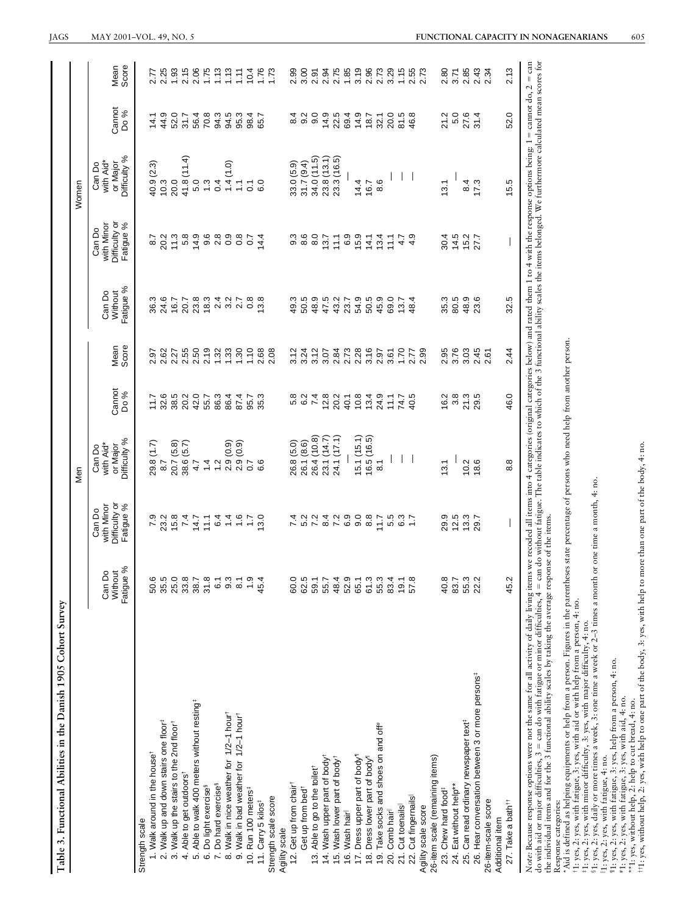**Table 3. Functional Abilities in the Danish 1905 Cohort Survey**

| | Men | | | | | Women | | | | |
|---|---|---|---|---|---|---|---|---|---|---|
| | Can Do Without Fatigue % | Can Do with Minor Difficulty or Fatigue % | Can Do with Aid* or Major Difficulty % | Cannot Do % | Mean Score | Can Do Without Fatigue % | Can Do with Minor Difficulty or Fatigue % | Can Do with Aid* or Major Difficulty % | Cannot Do % | Mean Score |
| Strength scale | | | | | | | | | | |
| 1. Walk around in the house† | 50.6 | 7.9 | 29.8 (1.7) | 11.7 | 2.97 | 36.3 | 8.7 | 40.9 (2.3) | 14.1 | 2.77 |
| 2. Walk up and down stairs one floor‡ | 35.5 | 23.2 | 8.7 | 32.6 | 2.62 | 24.6 | 20.2 | 10.3 | 44.9 | 2.25 |
| 3. Walk up the stairs to the 2nd floor† | 25.0 | 15.8 | 20.7 (5.8) | 38.5 | 2.27 | 16.7 | 11.3 | 20.0 | 52.0 | 1.93 |
| 4. Able to get outdoors† | 33.8 | 7.4 | 38.6 (5.7) | 20.2 | 2.55 | 20.7 | 5.8 | 41.8 (11.4) | 31.7 | 2.15 |
| 5. Able to walk 400 meters without resting‡ | 38.7 | 14.7 | 4.7 | 42.0 | 2.50 | 23.8 | 14.9 | 5.0 | 56.4 | 2.06 |
| 6. Do light exercise§ | 31.8 | 11.1 | 1.4 | 55.7 | 2.19 | 18.3 | 9.6 | 1.3 | 70.8 | 1.75 |
| 7. Do hard exercise§ | 6.1 | 6.4 | 1.2 | 86.3 | 1.32 | 2.4 | 2.8 | 0.4 | 94.3 | 1.13 |
| 8. Walk in nice weather for 1/2–1 hour† | 9.3 | 1.4 | 2.9 (0.9) | 86.4 | 1.33 | 3.2 | 0.9 | 1.4 (1.0) | 94.5 | 1.13 |
| 9. Walk in bad weather for 1/2–1 hour† | 8.1 | 1.6 | 2.9 (0.9) | 87.4 | 1.30 | 2.7 | 0.8 | 1.1 | 95.3 | 1.11 |
| 10. Run 100 meters‡ | 1.9 | 1.7 | 0.7 | 95.7 | 1.10 | 0.8 | 0.7 | 0.1 | 98.4 | 10.4 |
| 11. Carry 5 kilos‡ | 45.4 | 13.0 | 6.6 | 35.3 | 2.68 | 13.8 | 14.4 | 6.0 | 65.7 | 1.76 |
| Strength scale score | | | | | 2.08 | | | | | 1.73 |
| Agility scale | | | | | | | | | | |
| 12. Get up from chair† | 60.0 | 7.4 | 26.8 (5.0) | 5.8 | 3.12 | 49.3 | 9.3 | 33.0 (5.9) | 8.4 | 2.99 |
| Get up from bed† | 62.5 | 5.2 | 26.1 (8.6) | 6.2 | 3.24 | 50.5 | 8.6 | 31.7 (9.4) | 9.2 | 3.00 |
| 13. Able to go to the toilet† | 59.1 | 7.2 | 26.4 (10.8) | 7.4 | 3.12 | 48.9 | 8.0 | 34.0 (11.5) | 9.0 | 2.91 |
| 14. Wash upper part of body† | 55.7 | 8.4 | 23.1 (14.7) | 12.8 | 3.07 | 47.5 | 13.7 | 23.8 (13.1) | 14.9 | 2.94 |
| 15. Wash lower part of body† | 48.4 | 7.2 | 24.1 (17.1) | 20.2 | 2.84 | 43.2 | 11.1 | 23.3 (16.5) | 22.5 | 2.75 |
| 16. Wash hair‖ | 52.9 | 6.9 | — | 40.1 | 2.73 | 23.7 | 6.9 | — | 69.4 | 1.85 |
| 17. Dress upper part of body¶ | 65.1 | 9.0 | 15.1 (15.1) | 10.8 | 2.28 | 54.9 | 15.9 | 14.4 | 14.9 | 3.19 |
| 18. Dress lower part of body¶ | 61.3 | 8.8 | 16.5 (16.5) | 13.4 | 3.16 | 50.5 | 14.1 | 16.7 | 18.7 | 2.96 |
| 19. Take socks and shoes on and off# | 55.3 | 11.7 | 8.1 | 24.9 | 2.97 | 45.9 | 13.4 | 8.6 | 32.1 | 2.73 |
| 20. Comb hair‖ | 83.4 | 5.5 | — | 11.1 | 3.61 | 69.0 | 11.1 | — | 20.0 | 3.29 |
| 21. Cut toenails‖ | 19.1 | 6.3 | — | 74.7 | 1.70 | 13.7 | 4.7 | — | 81.5 | 1.15 |
| 22. Cut fingernails‖ | 57.8 | 1.7 | — | 40.5 | 2.77 | 48.4 | 4.9 | — | 46.8 | 2.55 |
| Agility scale score | | | | | 2.99 | | | | | 2.73 |
| 26-item scale (remaining items) | | | | | | | | | | |
| 23. Chew hard food‡ | 40.8 | 29.9 | 13.1 | 16.2 | 2.95 | 35.3 | 30.4 | 13.1 | 21.2 | 2.80 |
| 24. Eat without help** | 83.7 | 12.5 | — | 3.8 | 3.76 | 80.5 | 14.5 | — | 5.0 | 3.71 |
| 25. Can read ordinary newspaper text‡ | 55.3 | 13.3 | 10.2 | 21.3 | 3.03 | 48.9 | 15.2 | 8.4 | 27.6 | 2.85 |
| 26. Hear conversation between 3 or more persons‡ | 22.2 | 29.7 | 18.6 | 29.5 | 2.45 | 23.6 | 27.7 | 17.3 | 31.4 | 2.43 |
| 26-item-scale score | | | | | 2.61 | | | | | 2.34 |
| Additional item | | | | | | | | | | |
| 27. Take a bath†† | 45.2 | — | 8.8 | 46.0 | 2.44 | 32.5 | — | 15.5 | 52.0 | 2.13 |

*Note*: Because response options were not the same for all activity of daily living items we recoded all items into 4 categories (original categories below) and rated them 1 to 4 with the response options being: 1 = cannot do, 2 = can do with aid or major difficulties, 3 = can do with fatigue or minor difficulties, 4 = can do without fatigue. The table indicates to which of the 3 functional ability scales the items belonged. We furthermore calculated mean scores for the individual items and for the 3 functional ability scales by taking the average response of the items.

Response categories:
\*Aid is defined as helping equipments or help from a person. Figures in the parentheses state percentage of persons who need help from another person.
†1: yes, 2: yes, with fatigue, 3: yes, with aid or with help from a person, 4: no.
‡1: yes, 2: yes, with minor difficulty, 3: yes, with major difficulty, 4: no.
§1: yes, 2: yes, daily or more times a week, 3: one time a week or 2–3 times a month or one time a month, 4: no.
‖1: yes, 2: yes, with fatigue, 4: no.
¶1: yes, 2: yes, with fatigue, 3: yes, help from a person, 4: no.
#1: yes, 2: yes, with fatigue, 3: yes, with aid, 4: no.
\*\*1: yes, without help, 2: help to cut bread, 4: no.
††1: yes, without help, 2: yes, with help to one part of the body, 3: yes, with help to more than one part of the body, 4: no.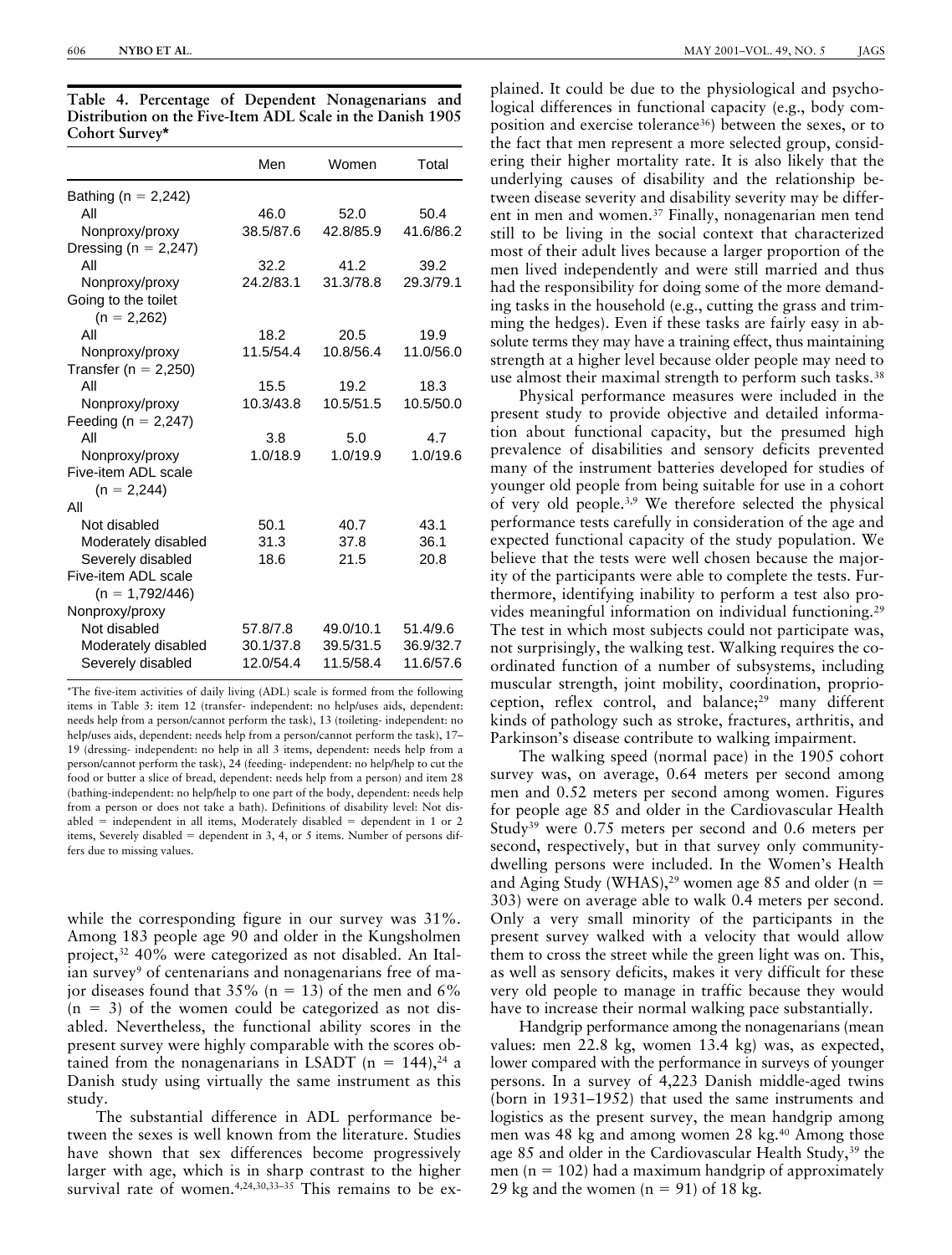**Table 4. Percentage of Dependent Nonagenarians and Distribution on the Five-Item ADL Scale in the Danish 1905 Cohort Survey***

| | Men | Women | Total |
|---|---|---|---|
| Bathing (n = 2,242) | | | |
| All | 46.0 | 52.0 | 50.4 |
| Nonproxy/proxy | 38.5/87.6 | 42.8/85.9 | 41.6/86.2 |
| Dressing (n = 2,247) | | | |
| All | 32.2 | 41.2 | 39.2 |
| Nonproxy/proxy | 24.2/83.1 | 31.3/78.8 | 29.3/79.1 |
| Going to the toilet (n = 2,262) | | | |
| All | 18.2 | 20.5 | 19.9 |
| Nonproxy/proxy | 11.5/54.4 | 10.8/56.4 | 11.0/56.0 |
| Transfer (n = 2,250) | | | |
| All | 15.5 | 19.2 | 18.3 |
| Nonproxy/proxy | 10.3/43.8 | 10.5/51.5 | 10.5/50.0 |
| Feeding (n = 2,247) | | | |
| All | 3.8 | 5.0 | 4.7 |
| Nonproxy/proxy | 1.0/18.9 | 1.0/19.9 | 1.0/19.6 |
| Five-item ADL scale (n = 2,244) | | | |
| All | | | |
| Not disabled | 50.1 | 40.7 | 43.1 |
| Moderately disabled | 31.3 | 37.8 | 36.1 |
| Severely disabled | 18.6 | 21.5 | 20.8 |
| Five-item ADL scale (n = 1,792/446) | | | |
| Nonproxy/proxy | | | |
| Not disabled | 57.8/7.8 | 49.0/10.1 | 51.4/9.6 |
| Moderately disabled | 30.1/37.8 | 39.5/31.5 | 36.9/32.7 |
| Severely disabled | 12.0/54.4 | 11.5/58.4 | 11.6/57.6 |

*The five-item activities of daily living (ADL) scale is formed from the following items in Table 3: item 12 (transfer- independent: no help/uses aids, dependent: needs help from a person/cannot perform the task), 13 (toileting- independent: no help/uses aids, dependent: needs help from a person/cannot perform the task), 17–19 (dressing- independent: no help in all 3 items, dependent: needs help from a person/cannot perform the task), 24 (feeding- independent: no help/help to cut the food or butter a slice of bread, dependent: needs help from a person) and item 28 (bathing-independent: no help/help to one part of the body, dependent: needs help from a person or does not take a bath). Definitions of disability level: Not disabled = independent in all items, Moderately disabled = dependent in 1 or 2 items, Severely disabled = dependent in 3, 4, or 5 items. Number of persons differs due to missing values.

while the corresponding figure in our survey was 31%. Among 183 people age 90 and older in the Kungsholmen project,[32] 40% were categorized as not disabled. An Italian survey[9] of centenarians and nonagenarians free of major diseases found that 35% (n = 13) of the men and 6% (n = 3) of the women could be categorized as not disabled. Nevertheless, the functional ability scores in the present survey were highly comparable with the scores obtained from the nonagenarians in LSADT (n = 144),[24] a Danish study using virtually the same instrument as this study.

The substantial difference in ADL performance between the sexes is well known from the literature. Studies have shown that sex differences become progressively larger with age, which is in sharp contrast to the higher survival rate of women.[4,24,30,33–35] This remains to be explained. It could be due to the physiological and psychological differences in functional capacity (e.g., body composition and exercise tolerance[36]) between the sexes, or to the fact that men represent a more selected group, considering their higher mortality rate. It is also likely that the underlying causes of disability and the relationship between disease severity and disability severity may be different in men and women.[37] Finally, nonagenarian men tend still to be living in the social context that characterized most of their adult lives because a larger proportion of the men lived independently and were still married and thus had the responsibility for doing some of the more demanding tasks in the household (e.g., cutting the grass and trimming the hedges). Even if these tasks are fairly easy in absolute terms they may have a training effect, thus maintaining strength at a higher level because older people may need to use almost their maximal strength to perform such tasks.[38]

Physical performance measures were included in the present study to provide objective and detailed information about functional capacity, but the presumed high prevalence of disabilities and sensory deficits prevented many of the instrument batteries developed for studies of younger old people from being suitable for use in a cohort of very old people.[3,9] We therefore selected the physical performance tests carefully in consideration of the age and expected functional capacity of the study population. We believe that the tests were well chosen because the majority of the participants were able to complete the tests. Furthermore, identifying inability to perform a test also provides meaningful information on individual functioning.[29] The test in which most subjects could not participate was, not surprisingly, the walking test. Walking requires the coordinated function of a number of subsystems, including muscular strength, joint mobility, coordination, proprioception, reflex control, and balance;[29] many different kinds of pathology such as stroke, fractures, arthritis, and Parkinson's disease contribute to walking impairment.

The walking speed (normal pace) in the 1905 cohort survey was, on average, 0.64 meters per second among men and 0.52 meters per second among women. Figures for people age 85 and older in the Cardiovascular Health Study[39] were 0.75 meters per second and 0.6 meters per second, respectively, but in that survey only community-dwelling persons were included. In the Women's Health and Aging Study (WHAS),[29] women age 85 and older (n = 303) were on average able to walk 0.4 meters per second. Only a very small minority of the participants in the present survey walked with a velocity that would allow them to cross the street while the green light was on. This, as well as sensory deficits, makes it very difficult for these very old people to manage in traffic because they would have to increase their normal walking pace substantially.

Handgrip performance among the nonagenarians (mean values: men 22.8 kg, women 13.4 kg) was, as expected, lower compared with the performance in surveys of younger persons. In a survey of 4,223 Danish middle-aged twins (born in 1931–1952) that used the same instruments and logistics as the present survey, the mean handgrip among men was 48 kg and among women 28 kg.[40] Among those age 85 and older in the Cardiovascular Health Study,[39] the men (n = 102) had a maximum handgrip of approximately 29 kg and the women (n = 91) of 18 kg.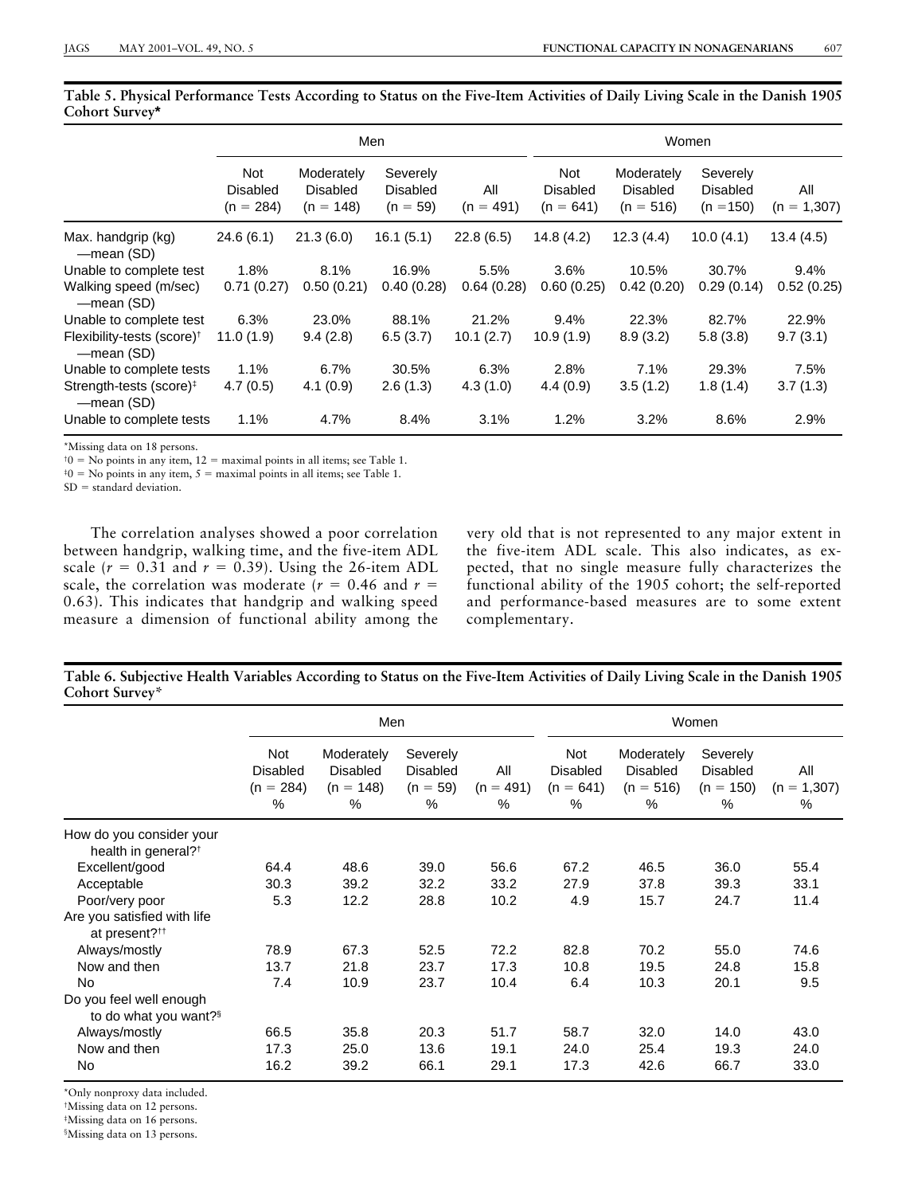**Table 5. Physical Performance Tests According to Status on the Five-Item Activities of Daily Living Scale in the Danish 1905 Cohort Survey***

| | Men | | | | Women | | | |
|---|---|---|---|---|---|---|---|---|
| | Not Disabled (n = 284) | Moderately Disabled (n = 148) | Severely Disabled (n = 59) | All (n = 491) | Not Disabled (n = 641) | Moderately Disabled (n = 516) | Severely Disabled (n =150) | All (n = 1,307) |
| Max. handgrip (kg) —mean (SD) | 24.6 (6.1) | 21.3 (6.0) | 16.1 (5.1) | 22.8 (6.5) | 14.8 (4.2) | 12.3 (4.4) | 10.0 (4.1) | 13.4 (4.5) |
| Unable to complete test | 1.8% | 8.1% | 16.9% | 5.5% | 3.6% | 10.5% | 30.7% | 9.4% |
| Walking speed (m/sec) —mean (SD) | 0.71 (0.27) | 0.50 (0.21) | 0.40 (0.28) | 0.64 (0.28) | 0.60 (0.25) | 0.42 (0.20) | 0.29 (0.14) | 0.52 (0.25) |
| Unable to complete test | 6.3% | 23.0% | 88.1% | 21.2% | 9.4% | 22.3% | 82.7% | 22.9% |
| Flexibility-tests (score)† —mean (SD) | 11.0 (1.9) | 9.4 (2.8) | 6.5 (3.7) | 10.1 (2.7) | 10.9 (1.9) | 8.9 (3.2) | 5.8 (3.8) | 9.7 (3.1) |
| Unable to complete tests | 1.1% | 6.7% | 30.5% | 6.3% | 2.8% | 7.1% | 29.3% | 7.5% |
| Strength-tests (score)‡ —mean (SD) | 4.7 (0.5) | 4.1 (0.9) | 2.6 (1.3) | 4.3 (1.0) | 4.4 (0.9) | 3.5 (1.2) | 1.8 (1.4) | 3.7 (1.3) |
| Unable to complete tests | 1.1% | 4.7% | 8.4% | 3.1% | 1.2% | 3.2% | 8.6% | 2.9% |

*Missing data on 18 persons.
†0 = No points in any item, 12 = maximal points in all items; see Table 1.
‡0 = No points in any item, 5 = maximal points in all items; see Table 1.
SD = standard deviation.

The correlation analyses showed a poor correlation between handgrip, walking time, and the five-item ADL scale ($r = 0.31$ and $r = 0.39$). Using the 26-item ADL scale, the correlation was moderate ($r = 0.46$ and $r = 0.63$). This indicates that handgrip and walking speed measure a dimension of functional ability among the very old that is not represented to any major extent in the five-item ADL scale. This also indicates, as expected, that no single measure fully characterizes the functional ability of the 1905 cohort; the self-reported and performance-based measures are to some extent complementary.

**Table 6. Subjective Health Variables According to Status on the Five-Item Activities of Daily Living Scale in the Danish 1905 Cohort Survey***

| | Men | | | | Women | | | |
|---|---|---|---|---|---|---|---|---|
| | Not Disabled (n = 284) % | Moderately Disabled (n = 148) % | Severely Disabled (n = 59) % | All (n = 491) % | Not Disabled (n = 641) % | Moderately Disabled (n = 516) % | Severely Disabled (n = 150) % | All (n = 1,307) % |
| How do you consider your health in general?† | | | | | | | | |
| Excellent/good | 64.4 | 48.6 | 39.0 | 56.6 | 67.2 | 46.5 | 36.0 | 55.4 |
| Acceptable | 30.3 | 39.2 | 32.2 | 33.2 | 27.9 | 37.8 | 39.3 | 33.1 |
| Poor/very poor | 5.3 | 12.2 | 28.8 | 10.2 | 4.9 | 15.7 | 24.7 | 11.4 |
| Are you satisfied with life at present?†† | | | | | | | | |
| Always/mostly | 78.9 | 67.3 | 52.5 | 72.2 | 82.8 | 70.2 | 55.0 | 74.6 |
| Now and then | 13.7 | 21.8 | 23.7 | 17.3 | 10.8 | 19.5 | 24.8 | 15.8 |
| No | 7.4 | 10.9 | 23.7 | 10.4 | 6.4 | 10.3 | 20.1 | 9.5 |
| Do you feel well enough to do what you want?§ | | | | | | | | |
| Always/mostly | 66.5 | 35.8 | 20.3 | 51.7 | 58.7 | 32.0 | 14.0 | 43.0 |
| Now and then | 17.3 | 25.0 | 13.6 | 19.1 | 24.0 | 25.4 | 19.3 | 24.0 |
| No | 16.2 | 39.2 | 66.1 | 29.1 | 17.3 | 42.6 | 66.7 | 33.0 |

*Only nonproxy data included.
†Missing data on 12 persons.
‡Missing data on 16 persons.
§Missing data on 13 persons.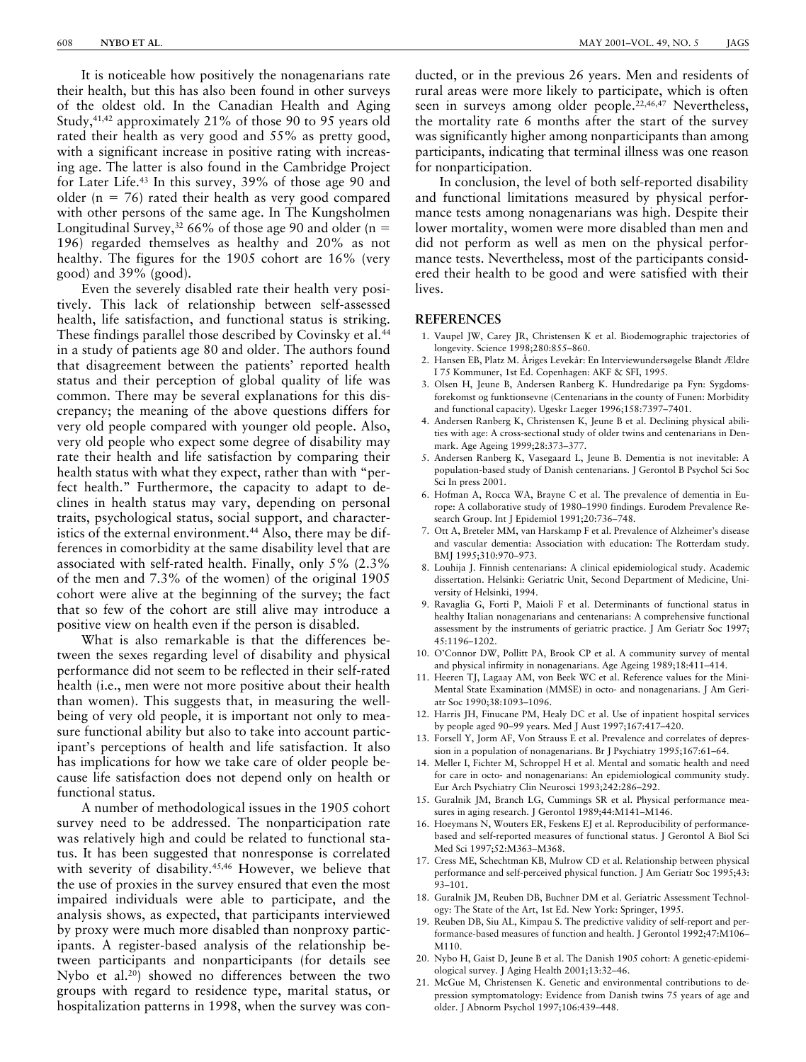It is noticeable how positively the nonagenarians rate their health, but this has also been found in other surveys of the oldest old. In the Canadian Health and Aging Study,[41,42] approximately 21% of those 90 to 95 years old rated their health as very good and 55% as pretty good, with a significant increase in positive rating with increasing age. The latter is also found in the Cambridge Project for Later Life.[43] In this survey, 39% of those age 90 and older (n = 76) rated their health as very good compared with other persons of the same age. In The Kungsholmen Longitudinal Survey,[32] 66% of those age 90 and older (n = 196) regarded themselves as healthy and 20% as not healthy. The figures for the 1905 cohort are 16% (very good) and 39% (good).

Even the severely disabled rate their health very positively. This lack of relationship between self-assessed health, life satisfaction, and functional status is striking. These findings parallel those described by Covinsky et al.[44] in a study of patients age 80 and older. The authors found that disagreement between the patients' reported health status and their perception of global quality of life was common. There may be several explanations for this discrepancy; the meaning of the above questions differs for very old people compared with younger old people. Also, very old people who expect some degree of disability may rate their health and life satisfaction by comparing their health status with what they expect, rather than with "perfect health." Furthermore, the capacity to adapt to declines in health status may vary, depending on personal traits, psychological status, social support, and characteristics of the external environment.[44] Also, there may be differences in comorbidity at the same disability level that are associated with self-rated health. Finally, only 5% (2.3% of the men and 7.3% of the women) of the original 1905 cohort were alive at the beginning of the survey; the fact that so few of the cohort are still alive may introduce a positive view on health even if the person is disabled.

What is also remarkable is that the differences between the sexes regarding level of disability and physical performance did not seem to be reflected in their self-rated health (i.e., men were not more positive about their health than women). This suggests that, in measuring the well-being of very old people, it is important not only to measure functional ability but also to take into account participant's perceptions of health and life satisfaction. It also has implications for how we take care of older people because life satisfaction does not depend only on health or functional status.

A number of methodological issues in the 1905 cohort survey need to be addressed. The nonparticipation rate was relatively high and could be related to functional status. It has been suggested that nonresponse is correlated with severity of disability.[45,46] However, we believe that the use of proxies in the survey ensured that even the most impaired individuals were able to participate, and the analysis shows, as expected, that participants interviewed by proxy were much more disabled than nonproxy participants. A register-based analysis of the relationship between participants and nonparticipants (for details see Nybo et al.[20]) showed no differences between the two groups with regard to residence type, marital status, or hospitalization patterns in 1998, when the survey was conducted, or in the previous 26 years. Men and residents of rural areas were more likely to participate, which is often seen in surveys among older people.[22,46,47] Nevertheless, the mortality rate 6 months after the start of the survey was significantly higher among nonparticipants than among participants, indicating that terminal illness was one reason for nonparticipation.

In conclusion, the level of both self-reported disability and functional limitations measured by physical performance tests among nonagenarians was high. Despite their lower mortality, women were more disabled than men and did not perform as well as men on the physical performance tests. Nevertheless, most of the participants considered their health to be good and were satisfied with their lives.

## REFERENCES

1. Vaupel JW, Carey JR, Christensen K et al. Biodemographic trajectories of longevity. Science 1998;280:855–860.
2. Hansen EB, Platz M. Åriges Levekår: En Interviewundersøgelse Blandt Ældre I 75 Kommuner, 1st Ed. Copenhagen: AKF & SFI, 1995.
3. Olsen H, Jeune B, Andersen Ranberg K. Hundredarige pa Fyn: Sygdomsforekomst og funktionsevne (Centenarians in the county of Funen: Morbidity and functional capacity). Ugeskr Laeger 1996;158:7397–7401.
4. Andersen Ranberg K, Christensen K, Jeune B et al. Declining physical abilities with age: A cross-sectional study of older twins and centenarians in Denmark. Age Ageing 1999;28:373–377.
5. Andersen Ranberg K, Vasegaard L, Jeune B. Dementia is not inevitable: A population-based study of Danish centenarians. J Gerontol B Psychol Sci Soc Sci In press 2001.
6. Hofman A, Rocca WA, Brayne C et al. The prevalence of dementia in Europe: A collaborative study of 1980–1990 findings. Eurodem Prevalence Research Group. Int J Epidemiol 1991;20:736–748.
7. Ott A, Breteler MM, van Harskamp F et al. Prevalence of Alzheimer's disease and vascular dementia: Association with education: The Rotterdam study. BMJ 1995;310:970–973.
8. Louhija J. Finnish centenarians: A clinical epidemiological study. Academic dissertation. Helsinki: Geriatric Unit, Second Department of Medicine, University of Helsinki, 1994.
9. Ravaglia G, Forti P, Maioli F et al. Determinants of functional status in healthy Italian nonagenarians and centenarians: A comprehensive functional assessment by the instruments of geriatric practice. J Am Geriatr Soc 1997; 45:1196–1202.
10. O'Connor DW, Pollitt PA, Brook CP et al. A community survey of mental and physical infirmity in nonagenarians. Age Ageing 1989;18:411–414.
11. Heeren TJ, Lagaay AM, von Beek WC et al. Reference values for the Mini-Mental State Examination (MMSE) in octo- and nonagenarians. J Am Geriatr Soc 1990;38:1093–1096.
12. Harris JH, Finucane PM, Healy DC et al. Use of inpatient hospital services by people aged 90–99 years. Med J Aust 1997;167:417–420.
13. Forsell Y, Jorm AF, Von Strauss E et al. Prevalence and correlates of depression in a population of nonagenarians. Br J Psychiatry 1995;167:61–64.
14. Meller I, Fichter M, Schroppel H et al. Mental and somatic health and need for care in octo- and nonagenarians: An epidemiological community study. Eur Arch Psychiatry Clin Neurosci 1993;242:286–292.
15. Guralnik JM, Branch LG, Cummings SR et al. Physical performance measures in aging research. J Gerontol 1989;44:M141–M146.
16. Hoeymans N, Wouters ER, Feskens EJ et al. Reproducibility of performance-based and self-reported measures of functional status. J Gerontol A Biol Sci Med Sci 1997;52:M363–M368.
17. Cress ME, Schechtman KB, Mulrow CD et al. Relationship between physical performance and self-perceived physical function. J Am Geriatr Soc 1995;43: 93–101.
18. Guralnik JM, Reuben DB, Buchner DM et al. Geriatric Assessment Technology: The State of the Art, 1st Ed. New York: Springer, 1995.
19. Reuben DB, Siu AL, Kimpau S. The predictive validity of self-report and performance-based measures of function and health. J Gerontol 1992;47:M106–M110.
20. Nybo H, Gaist D, Jeune B et al. The Danish 1905 cohort: A genetic-epidemiological survey. J Aging Health 2001;13:32–46.
21. McGue M, Christensen K. Genetic and environmental contributions to depression symptomatology: Evidence from Danish twins 75 years of age and older. J Abnorm Psychol 1997;106:439–448.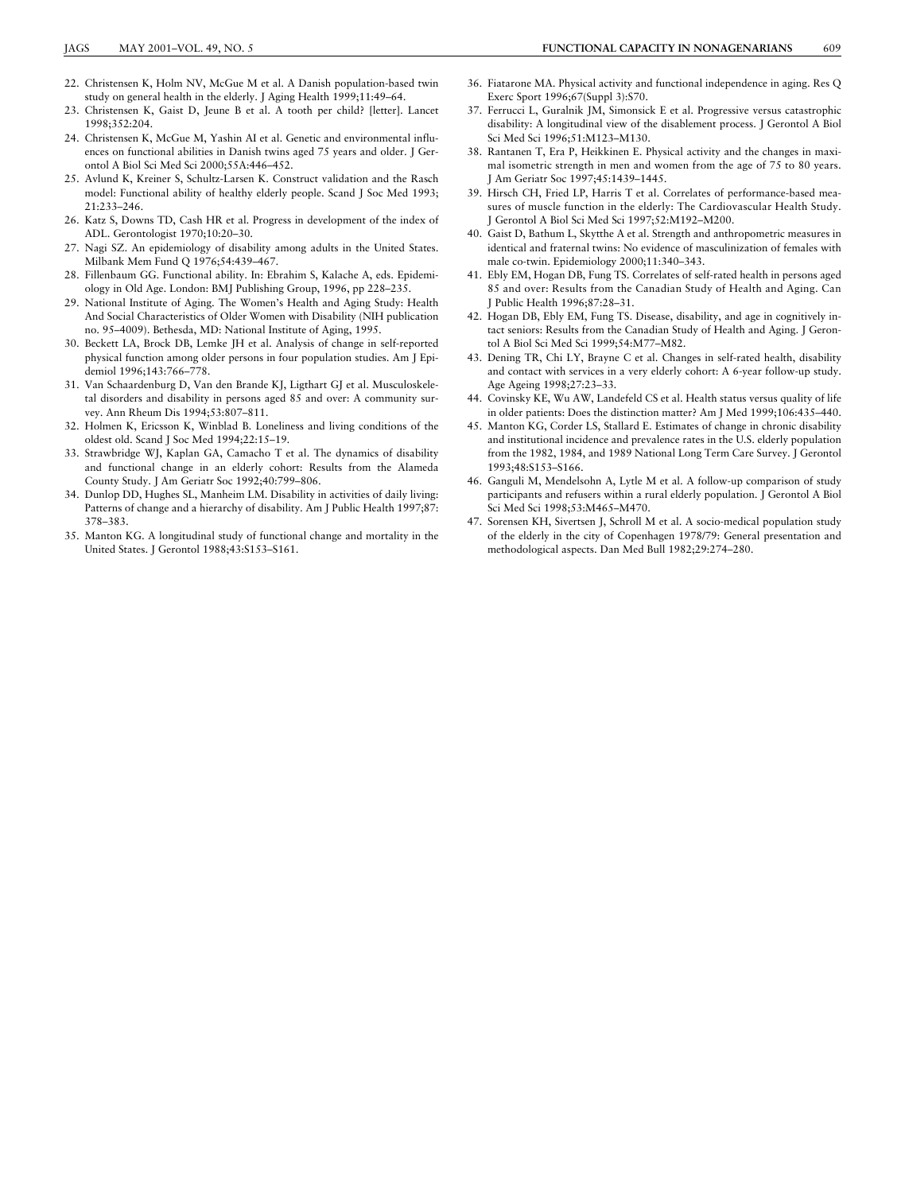22. Christensen K, Holm NV, McGue M et al. A Danish population-based twin study on general health in the elderly. J Aging Health 1999;11:49–64.
23. Christensen K, Gaist D, Jeune B et al. A tooth per child? [letter]. Lancet 1998;352:204.
24. Christensen K, McGue M, Yashin AI et al. Genetic and environmental influences on functional abilities in Danish twins aged 75 years and older. J Gerontol A Biol Sci Med Sci 2000;55A:446–452.
25. Avlund K, Kreiner S, Schultz-Larsen K. Construct validation and the Rasch model: Functional ability of healthy elderly people. Scand J Soc Med 1993; 21:233–246.
26. Katz S, Downs TD, Cash HR et al. Progress in development of the index of ADL. Gerontologist 1970;10:20–30.
27. Nagi SZ. An epidemiology of disability among adults in the United States. Milbank Mem Fund Q 1976;54:439–467.
28. Fillenbaum GG. Functional ability. In: Ebrahim S, Kalache A, eds. Epidemiology in Old Age. London: BMJ Publishing Group, 1996, pp 228–235.
29. National Institute of Aging. The Women's Health and Aging Study: Health And Social Characteristics of Older Women with Disability (NIH publication no. 95–4009). Bethesda, MD: National Institute of Aging, 1995.
30. Beckett LA, Brock DB, Lemke JH et al. Analysis of change in self-reported physical function among older persons in four population studies. Am J Epidemiol 1996;143:766–778.
31. Van Schaardenburg D, Van den Brande KJ, Ligthart GJ et al. Musculoskeletal disorders and disability in persons aged 85 and over: A community survey. Ann Rheum Dis 1994;53:807–811.
32. Holmen K, Ericsson K, Winblad B. Loneliness and living conditions of the oldest old. Scand J Soc Med 1994;22:15–19.
33. Strawbridge WJ, Kaplan GA, Camacho T et al. The dynamics of disability and functional change in an elderly cohort: Results from the Alameda County Study. J Am Geriatr Soc 1992;40:799–806.
34. Dunlop DD, Hughes SL, Manheim LM. Disability in activities of daily living: Patterns of change and a hierarchy of disability. Am J Public Health 1997;87: 378–383.
35. Manton KG. A longitudinal study of functional change and mortality in the United States. J Gerontol 1988;43:S153–S161.
36. Fiatarone MA. Physical activity and functional independence in aging. Res Q Exerc Sport 1996;67(Suppl 3):S70.
37. Ferrucci L, Guralnik JM, Simonsick E et al. Progressive versus catastrophic disability: A longitudinal view of the disablement process. J Gerontol A Biol Sci Med Sci 1996;51:M123–M130.
38. Rantanen T, Era P, Heikkinen E. Physical activity and the changes in maximal isometric strength in men and women from the age of 75 to 80 years. J Am Geriatr Soc 1997;45:1439–1445.
39. Hirsch CH, Fried LP, Harris T et al. Correlates of performance-based measures of muscle function in the elderly: The Cardiovascular Health Study. J Gerontol A Biol Sci Med Sci 1997;52:M192–M200.
40. Gaist D, Bathum L, Skytthe A et al. Strength and anthropometric measures in identical and fraternal twins: No evidence of masculinization of females with male co-twin. Epidemiology 2000;11:340–343.
41. Ebly EM, Hogan DB, Fung TS. Correlates of self-rated health in persons aged 85 and over: Results from the Canadian Study of Health and Aging. Can J Public Health 1996;87:28–31.
42. Hogan DB, Ebly EM, Fung TS. Disease, disability, and age in cognitively intact seniors: Results from the Canadian Study of Health and Aging. J Gerontol A Biol Sci Med Sci 1999;54:M77–M82.
43. Dening TR, Chi LY, Brayne C et al. Changes in self-rated health, disability and contact with services in a very elderly cohort: A 6-year follow-up study. Age Ageing 1998;27:23–33.
44. Covinsky KE, Wu AW, Landefeld CS et al. Health status versus quality of life in older patients: Does the distinction matter? Am J Med 1999;106:435–440.
45. Manton KG, Corder LS, Stallard E. Estimates of change in chronic disability and institutional incidence and prevalence rates in the U.S. elderly population from the 1982, 1984, and 1989 National Long Term Care Survey. J Gerontol 1993;48:S153–S166.
46. Ganguli M, Mendelsohn A, Lytle M et al. A follow-up comparison of study participants and refusers within a rural elderly population. J Gerontol A Biol Sci Med Sci 1998;53:M465–M470.
47. Sorensen KH, Sivertsen J, Schroll M et al. A socio-medical population study of the elderly in the city of Copenhagen 1978/79: General presentation and methodological aspects. Dan Med Bull 1982;29:274–280.